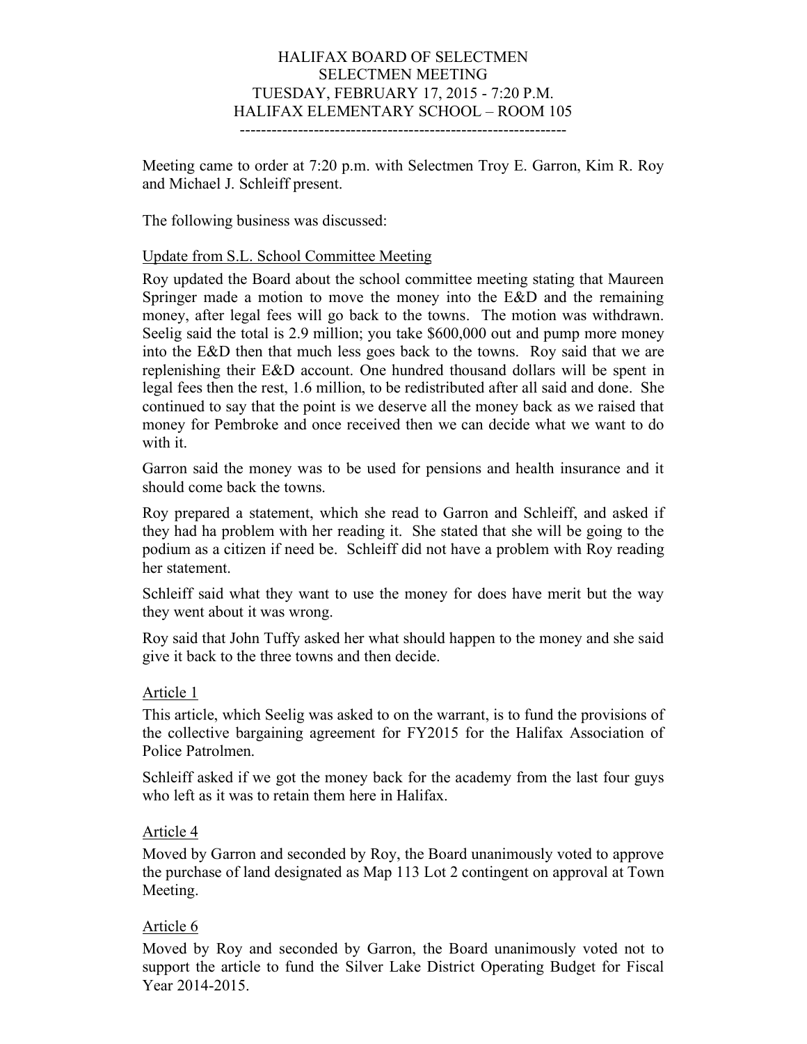HALIFAX BOARD OF SELECTMEN
SELECTMEN MEETING
TUESDAY, FEBRUARY 17, 2015 - 7:20 P.M.
HALIFAX ELEMENTARY SCHOOL – ROOM 105

---

Meeting came to order at 7:20 p.m. with Selectmen Troy E. Garron, Kim R. Roy and Michael J. Schleiff present.

The following business was discussed:

Update from S.L. School Committee Meeting

Roy updated the Board about the school committee meeting stating that Maureen Springer made a motion to move the money into the E&D and the remaining money, after legal fees will go back to the towns. The motion was withdrawn. Seelig said the total is 2.9 million; you take $600,000 out and pump more money into the E&D then that much less goes back to the towns. Roy said that we are replenishing their E&D account. One hundred thousand dollars will be spent in legal fees then the rest, 1.6 million, to be redistributed after all said and done. She continued to say that the point is we deserve all the money back as we raised that money for Pembroke and once received then we can decide what we want to do with it.

Garron said the money was to be used for pensions and health insurance and it should come back the towns.

Roy prepared a statement, which she read to Garron and Schleiff, and asked if they had ha problem with her reading it. She stated that she will be going to the podium as a citizen if need be. Schleiff did not have a problem with Roy reading her statement.

Schleiff said what they want to use the money for does have merit but the way they went about it was wrong.

Roy said that John Tuffy asked her what should happen to the money and she said give it back to the three towns and then decide.

Article 1

This article, which Seelig was asked to on the warrant, is to fund the provisions of the collective bargaining agreement for FY2015 for the Halifax Association of Police Patrolmen.

Schleiff asked if we got the money back for the academy from the last four guys who left as it was to retain them here in Halifax.

Article 4

Moved by Garron and seconded by Roy, the Board unanimously voted to approve the purchase of land designated as Map 113 Lot 2 contingent on approval at Town Meeting.

Article 6

Moved by Roy and seconded by Garron, the Board unanimously voted not to support the article to fund the Silver Lake District Operating Budget for Fiscal Year 2014-2015.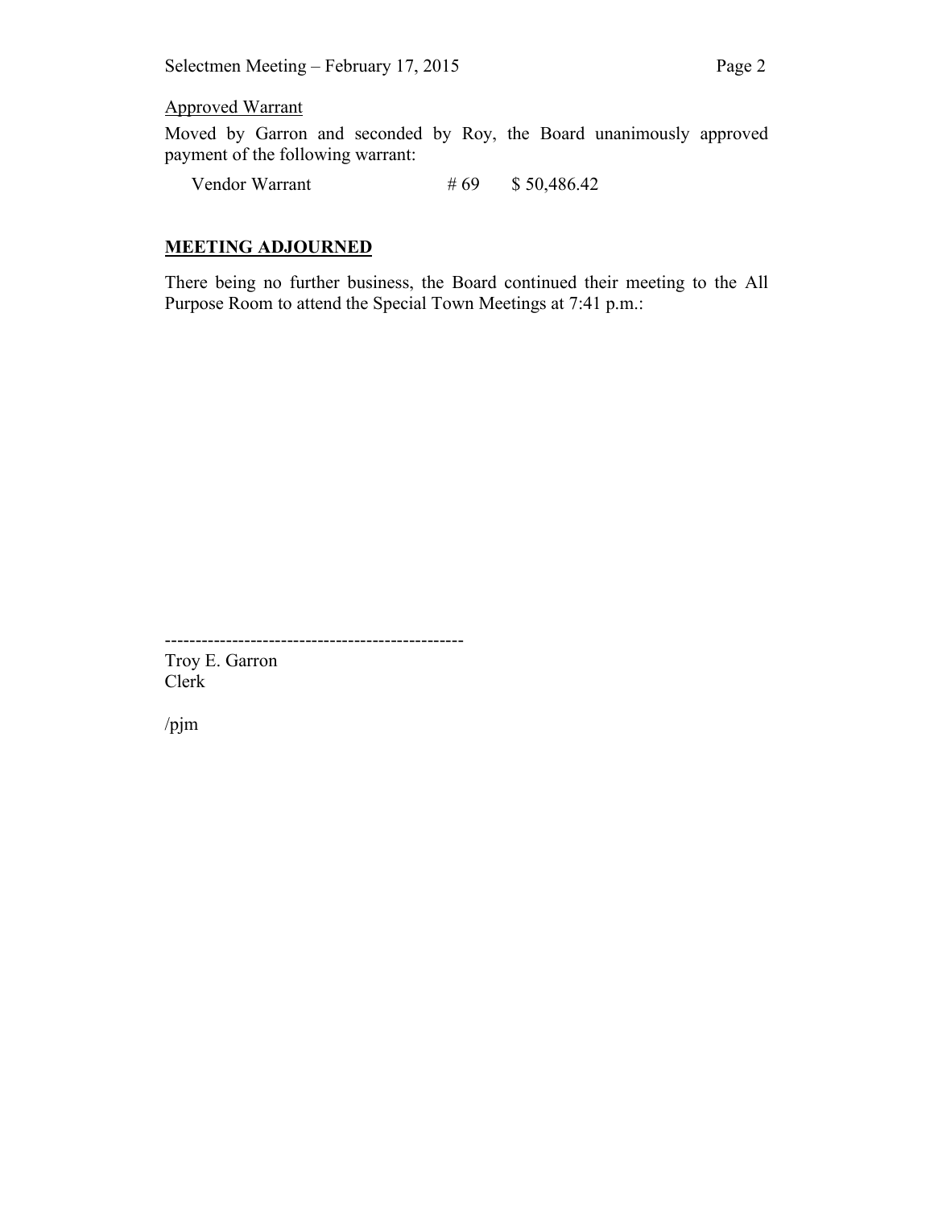<u>Approved Warrant</u>

Moved by Garron and seconded by Roy, the Board unanimously approved payment of the following warrant:

| | | |
|---|---|---|
| Vendor Warrant | # 69 | $ 50,486.42 |

## MEETING ADJOURNED

There being no further business, the Board continued their meeting to the All Purpose Room to attend the Special Town Meetings at 7:41 p.m.:

-------------------------------------------------

Troy E. Garron
Clerk

/pjm